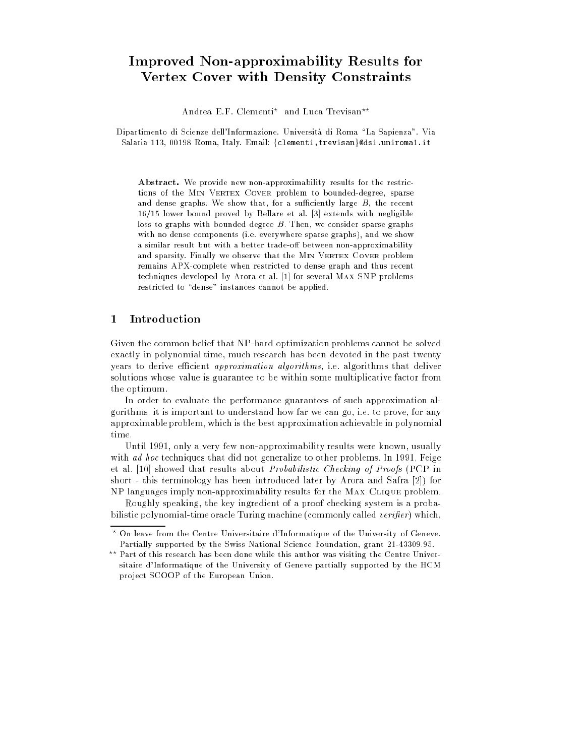# Improved Non-approximability Results for Vertex Cover with Density Constraints

Andrea E.F. Clementi* and Luca Trevisan**

Dipartimento di Scienze dell'Informazione. Università di Roma "La Sapienza". Via Salaria 113, 00198 Roma, Italy. Email: {clementi,trevisan}@dsi.uniroma1.it

**Abstract.** We provide new non-approximability results for the restrictions of the MIN VERTEX COVER problem to bounded-degree, sparse and dense graphs. We show that, for a sufficiently large $B$, the recent 16/15 lower bound proved by Bellare et al. [3] extends with negligible loss to graphs with bounded degree $B$. Then, we consider sparse graphs with no dense components (i.e. everywhere sparse graphs), and we show a similar result but with a better trade-off between non-approximability and sparsity. Finally we observe that the MIN VERTEX COVER problem remains APX-complete when restricted to dense graph and thus recent techniques developed by Arora et al. [1] for several MAX SNP problems restricted to "dense" instances cannot be applied.

## 1 Introduction

Given the common belief that NP-hard optimization problems cannot be solved exactly in polynomial time, much research has been devoted in the past twenty years to derive efficient *approximation algorithms*, i.e. algorithms that deliver solutions whose value is guarantee to be within some multiplicative factor from the optimum.

In order to evaluate the performance guarantees of such approximation algorithms, it is important to understand how far we can go, i.e. to prove, for any approximable problem, which is the best approximation achievable in polynomial time.

Until 1991, only a very few non-approximability results were known, usually with *ad hoc* techniques that did not generalize to other problems. In 1991, Feige et al. [10] showed that results about *Probabilistic Checking of Proofs* (PCP in short - this terminology has been introduced later by Arora and Safra [2]) for NP languages imply non-approximability results for the MAX CLIQUE problem.

Roughly speaking, the key ingredient of a proof checking system is a probabilistic polynomial-time oracle Turing machine (commonly called *verifier*) which,

* On leave from the Centre Universitaire d'Informatique of the University of Geneve. Partially supported by the Swiss National Science Foundation, grant 21-43309.95.

** Part of this research has been done while this author was visiting the Centre Universitaire d'Informatique of the University of Geneve partially supported by the HCM project SCOOP of the European Union.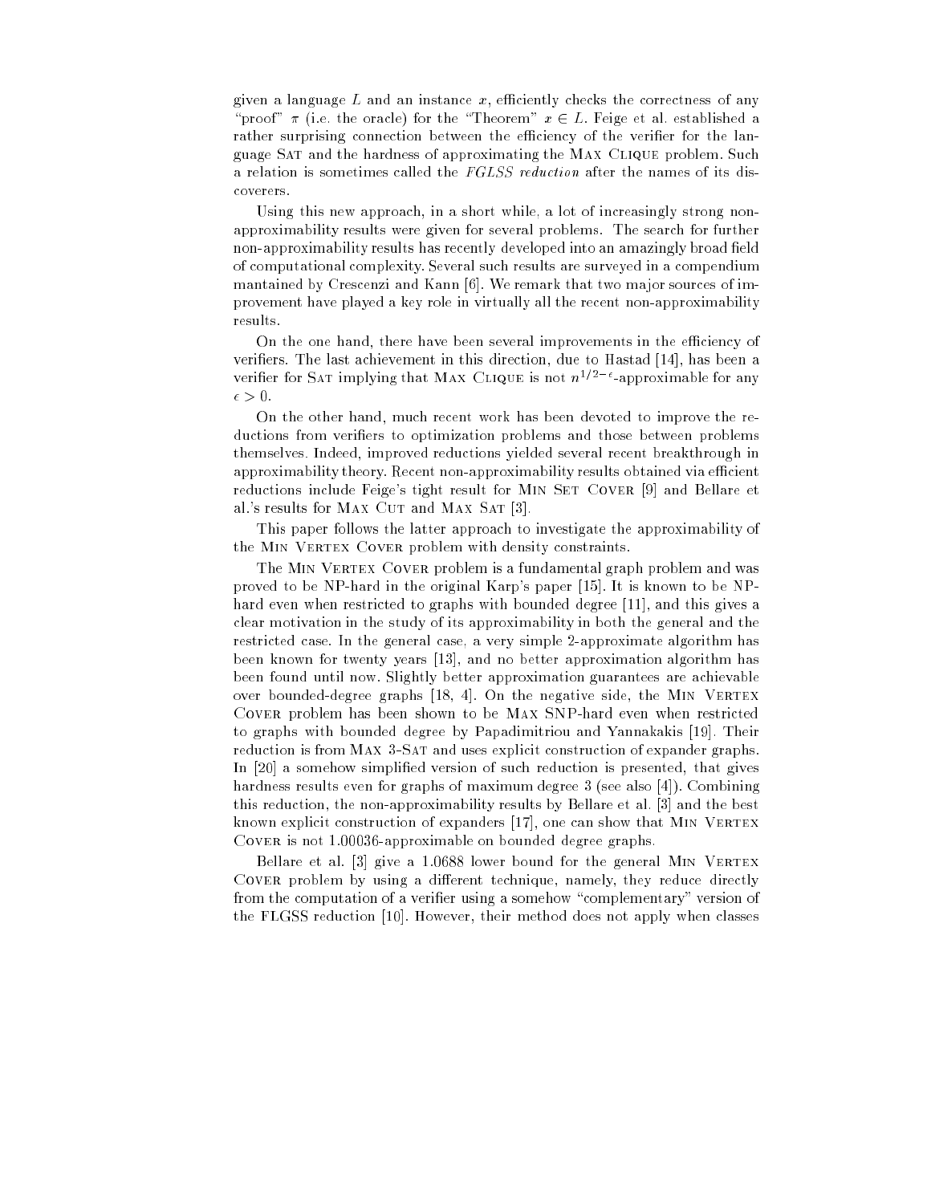given a language $L$ and an instance $x$, efficiently checks the correctness of any "proof" $\pi$ (i.e. the oracle) for the "Theorem" $x \in L$. Feige et al. established a rather surprising connection between the efficiency of the verifier for the language SAT and the hardness of approximating the MAX CLIQUE problem. Such a relation is sometimes called the *FGLSS reduction* after the names of its discoverers.

Using this new approach, in a short while, a lot of increasingly strong non-approximability results were given for several problems. The search for further non-approximability results has recently developed into an amazingly broad field of computational complexity. Several such results are surveyed in a compendium mantained by Crescenzi and Kann [6]. We remark that two major sources of improvement have played a key role in virtually all the recent non-approximability results.

On the one hand, there have been several improvements in the efficiency of verifiers. The last achievement in this direction, due to Hastad [14], has been a verifier for SAT implying that MAX CLIQUE is not $n^{1/2-\epsilon}$-approximable for any $\epsilon > 0$.

On the other hand, much recent work has been devoted to improve the reductions from verifiers to optimization problems and those between problems themselves. Indeed, improved reductions yielded several recent breakthrough in approximability theory. Recent non-approximability results obtained via efficient reductions include Feige's tight result for MIN SET COVER [9] and Bellare et al.'s results for MAX CUT and MAX SAT [3].

This paper follows the latter approach to investigate the approximability of the MIN VERTEX COVER problem with density constraints.

The MIN VERTEX COVER problem is a fundamental graph problem and was proved to be NP-hard in the original Karp's paper [15]. It is known to be NP-hard even when restricted to graphs with bounded degree [11], and this gives a clear motivation in the study of its approximability in both the general and the restricted case. In the general case, a very simple 2-approximate algorithm has been known for twenty years [13], and no better approximation algorithm has been found until now. Slightly better approximation guarantees are achievable over bounded-degree graphs [18, 4]. On the negative side, the MIN VERTEX COVER problem has been shown to be MAX SNP-hard even when restricted to graphs with bounded degree by Papadimitriou and Yannakakis [19]. Their reduction is from MAX 3-SAT and uses explicit construction of expander graphs. In [20] a somehow simplified version of such reduction is presented, that gives hardness results even for graphs of maximum degree 3 (see also [4]). Combining this reduction, the non-approximability results by Bellare et al. [3] and the best known explicit construction of expanders [17], one can show that MIN VERTEX COVER is not 1.00036-approximable on bounded degree graphs.

Bellare et al. [3] give a 1.0688 lower bound for the general MIN VERTEX COVER problem by using a different technique, namely, they reduce directly from the computation of a verifier using a somehow "complementary" version of the FLGSS reduction [10]. However, their method does not apply when classes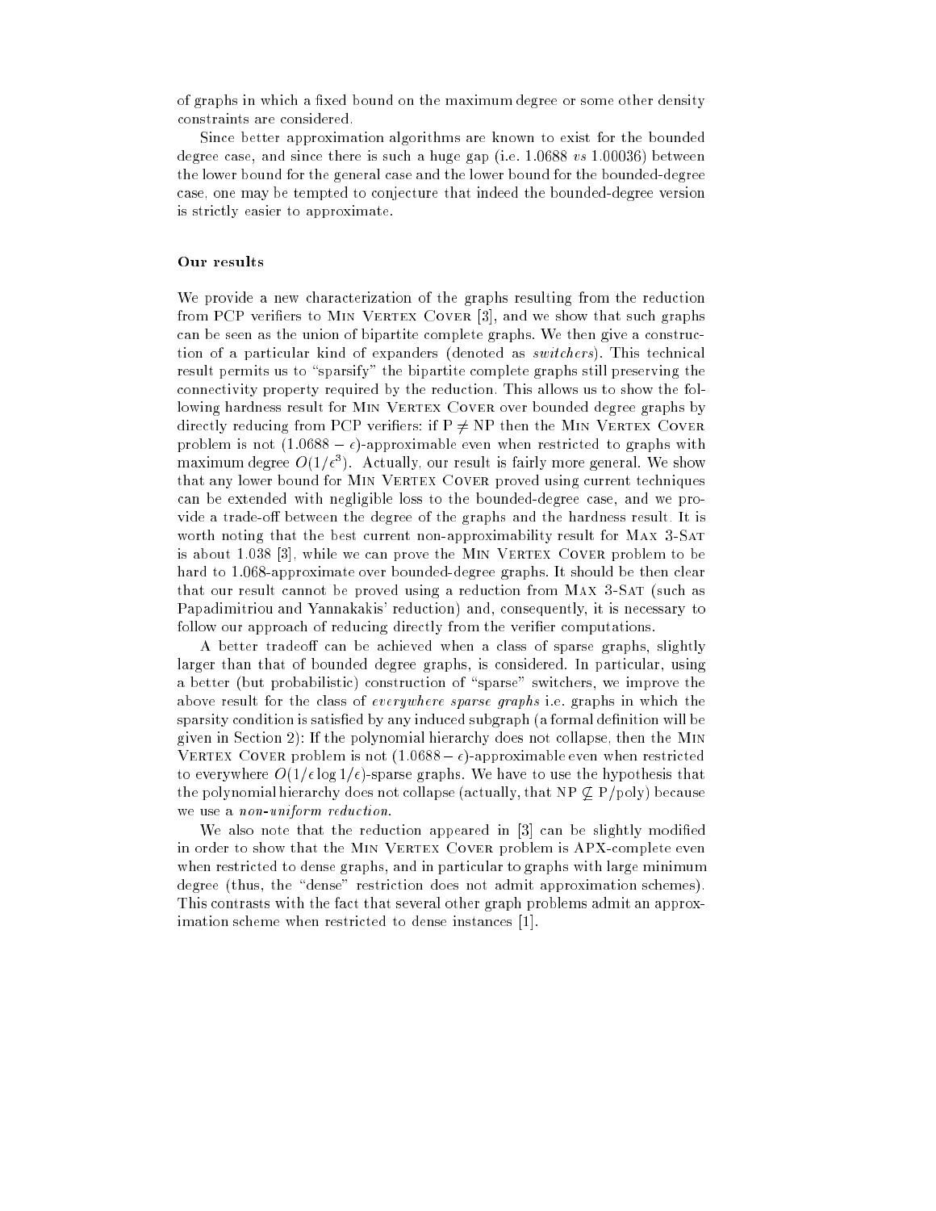of graphs in which a fixed bound on the maximum degree or some other density constraints are considered.

Since better approximation algorithms are known to exist for the bounded degree case, and since there is such a huge gap (i.e. 1.0688 *vs* 1.00036) between the lower bound for the general case and the lower bound for the bounded-degree case, one may be tempted to conjecture that indeed the bounded-degree version is strictly easier to approximate.

### Our results

We provide a new characterization of the graphs resulting from the reduction from PCP verifiers to Min Vertex Cover [3], and we show that such graphs can be seen as the union of bipartite complete graphs. We then give a construction of a particular kind of expanders (denoted as *switchers*). This technical result permits us to "sparsify" the bipartite complete graphs still preserving the connectivity property required by the reduction. This allows us to show the following hardness result for Min Vertex Cover over bounded degree graphs by directly reducing from PCP verifiers: if $P \neq NP$ then the Min Vertex Cover problem is not $(1.0688 - \epsilon)$-approximable even when restricted to graphs with maximum degree $O(1/\epsilon^3)$. Actually, our result is fairly more general. We show that any lower bound for Min Vertex Cover proved using current techniques can be extended with negligible loss to the bounded-degree case, and we provide a trade-off between the degree of the graphs and the hardness result. It is worth noting that the best current non-approximability result for Max 3-Sat is about 1.038 [3], while we can prove the Min Vertex Cover problem to be hard to 1.068-approximate over bounded-degree graphs. It should be then clear that our result cannot be proved using a reduction from Max 3-Sat (such as Papadimitriou and Yannakakis' reduction) and, consequently, it is necessary to follow our approach of reducing directly from the verifier computations.

A better tradeoff can be achieved when a class of sparse graphs, slightly larger than that of bounded degree graphs, is considered. In particular, using a better (but probabilistic) construction of "sparse" switchers, we improve the above result for the class of *everywhere sparse graphs* i.e. graphs in which the sparsity condition is satisfied by any induced subgraph (a formal definition will be given in Section 2): If the polynomial hierarchy does not collapse, then the Min Vertex Cover problem is not $(1.0688 - \epsilon)$-approximable even when restricted to everywhere $O(1/\epsilon \log 1/\epsilon)$-sparse graphs. We have to use the hypothesis that the polynomial hierarchy does not collapse (actually, that $NP \not\subseteq P/poly$) because we use a *non-uniform reduction*.

We also note that the reduction appeared in [3] can be slightly modified in order to show that the Min Vertex Cover problem is APX-complete even when restricted to dense graphs, and in particular to graphs with large minimum degree (thus, the "dense" restriction does not admit approximation schemes). This contrasts with the fact that several other graph problems admit an approximation scheme when restricted to dense instances [1].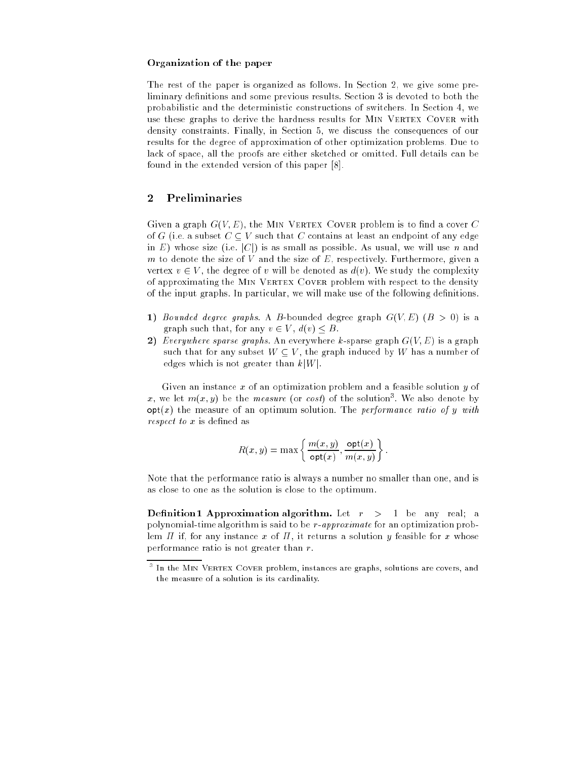**Organization of the paper**

The rest of the paper is organized as follows. In Section 2, we give some preliminary definitions and some previous results. Section 3 is devoted to both the probabilistic and the deterministic constructions of switchers. In Section 4, we use these graphs to derive the hardness results for Min Vertex Cover with density constraints. Finally, in Section 5, we discuss the consequences of our results for the degree of approximation of other optimization problems. Due to lack of space, all the proofs are either sketched or omitted. Full details can be found in the extended version of this paper [8].

## 2 Preliminaries

Given a graph $G(V, E)$, the Min Vertex Cover problem is to find a cover $C$ of $G$ (i.e. a subset $C \subseteq V$ such that $C$ contains at least an endpoint of any edge in $E$) whose size (i.e. $|C|$) is as small as possible. As usual, we will use $n$ and $m$ to denote the size of $V$ and the size of $E$, respectively. Furthermore, given a vertex $v \in V$, the degree of $v$ will be denoted as $d(v)$. We study the complexity of approximating the Min Vertex Cover problem with respect to the density of the input graphs. In particular, we will make use of the following definitions.

**1)** *Bounded degree graphs.* A $B$-bounded degree graph $G(V, E)$ ($B > 0$) is a graph such that, for any $v \in V$, $d(v) \leq B$.

**2)** *Everywhere sparse graphs.* An everywhere $k$-sparse graph $G(V, E)$ is a graph such that for any subset $W \subseteq V$, the graph induced by $W$ has a number of edges which is not greater than $k|W|$.

Given an instance $x$ of an optimization problem and a feasible solution $y$ of $x$, we let $m(x, y)$ be the *measure* (or *cost*) of the solution[3]. We also denote by $\mathsf{opt}(x)$ the measure of an optimum solution. The *performance ratio of $y$ with respect to $x$* is defined as

$$R(x, y) = \max\left\{\frac{m(x, y)}{\mathsf{opt}(x)}, \frac{\mathsf{opt}(x)}{m(x, y)}\right\}.$$

Note that the performance ratio is always a number no smaller than one, and is as close to one as the solution is close to the optimum.

**Definition 1 Approximation algorithm.** Let $r > 1$ be any real; a polynomial-time algorithm is said to be *$r$-approximate* for an optimization problem $\Pi$ if, for any instance $x$ of $\Pi$, it returns a solution $y$ feasible for $x$ whose performance ratio is not greater than $r$.

---

[3] In the Min Vertex Cover problem, instances are graphs, solutions are covers, and the measure of a solution is its cardinality.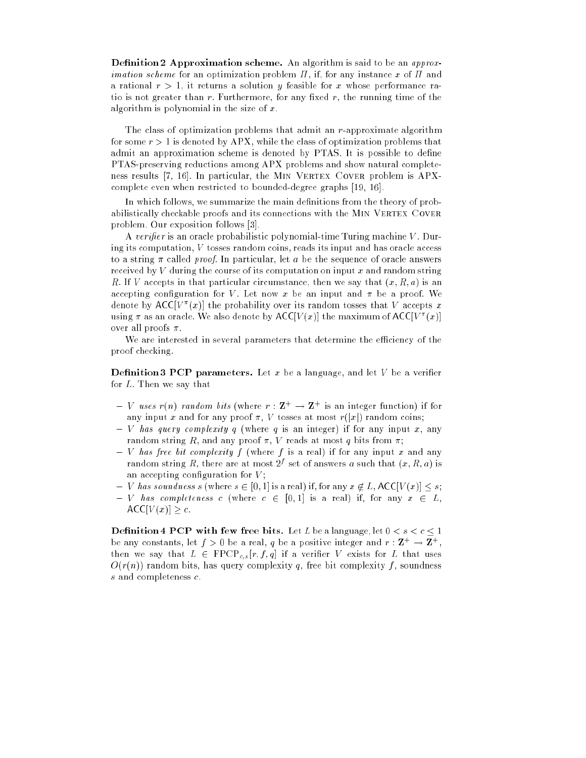**Definition 2 Approximation scheme.** An algorithm is said to be an *approximation scheme* for an optimization problem $\Pi$, if, for any instance $x$ of $\Pi$ and a rational $r > 1$, it returns a solution $y$ feasible for $x$ whose performance ratio is not greater than $r$. Furthermore, for any fixed $r$, the running time of the algorithm is polynomial in the size of $x$.

The class of optimization problems that admit an $r$-approximate algorithm for some $r > 1$ is denoted by APX, while the class of optimization problems that admit an approximation scheme is denoted by PTAS. It is possible to define PTAS-preserving reductions among APX problems and show natural completeness results [7, 16]. In particular, the Min Vertex Cover problem is APX-complete even when restricted to bounded-degree graphs [19, 16].

In which follows, we summarize the main definitions from the theory of probabilistically checkable proofs and its connections with the Min Vertex Cover problem. Our exposition follows [3].

A *verifier* is an oracle probabilistic polynomial-time Turing machine $V$. During its computation, $V$ tosses random coins, reads its input and has oracle access to a string $\pi$ called *proof*. In particular, let $a$ be the sequence of oracle answers received by $V$ during the course of its computation on input $x$ and random string $R$. If $V$ accepts in that particular circumstance, then we say that $(x, R, a)$ is an accepting configuration for $V$. Let now $x$ be an input and $\pi$ be a proof. We denote by $\mathsf{ACC}[V^{\pi}(x)]$ the probability over its random tosses that $V$ accepts $x$ using $\pi$ as an oracle. We also denote by $\mathsf{ACC}[V(x)]$ the maximum of $\mathsf{ACC}[V^{\pi}(x)]$ over all proofs $\pi$.

We are interested in several parameters that determine the efficiency of the proof checking.

**Definition 3 PCP parameters.** Let $x$ be a language, and let $V$ be a verifier for $L$. Then we say that

- *$V$ uses $r(n)$ random bits* (where $r : \mathbf{Z}^+ \rightarrow \mathbf{Z}^+$ is an integer function) if for any input $x$ and for any proof $\pi$, $V$ tosses at most $r(|x|)$ random coins;
- *$V$ has query complexity $q$* (where $q$ is an integer) if for any input $x$, any random string $R$, and any proof $\pi$, $V$ reads at most $q$ bits from $\pi$;
- *$V$ has free bit complexity $f$* (where $f$ is a real) if for any input $x$ and any random string $R$, there are at most $2^f$ set of answers $a$ such that $(x, R, a)$ is an accepting configuration for $V$;
- *$V$ has soundness $s$* (where $s \in [0, 1]$ is a real) if, for any $x \notin L$, $\mathsf{ACC}[V(x)] \leq s$;
- *$V$ has completeness $c$* (where $c \in [0, 1]$ is a real) if, for any $x \in L$, $\mathsf{ACC}[V(x)] \geq c$.

**Definition 4 PCP with few free bits.** Let $L$ be a language, let $0 < s < c \leq 1$ be any constants, let $f > 0$ be a real, $q$ be a positive integer and $r : \mathbf{Z}^+ \rightarrow \mathbf{Z}^+$, then we say that $L \in \mathrm{FPCP}_{c,s}[r, f, q]$ if a verifier $V$ exists for $L$ that uses $O(r(n))$ random bits, has query complexity $q$, free bit complexity $f$, soundness $s$ and completeness $c$.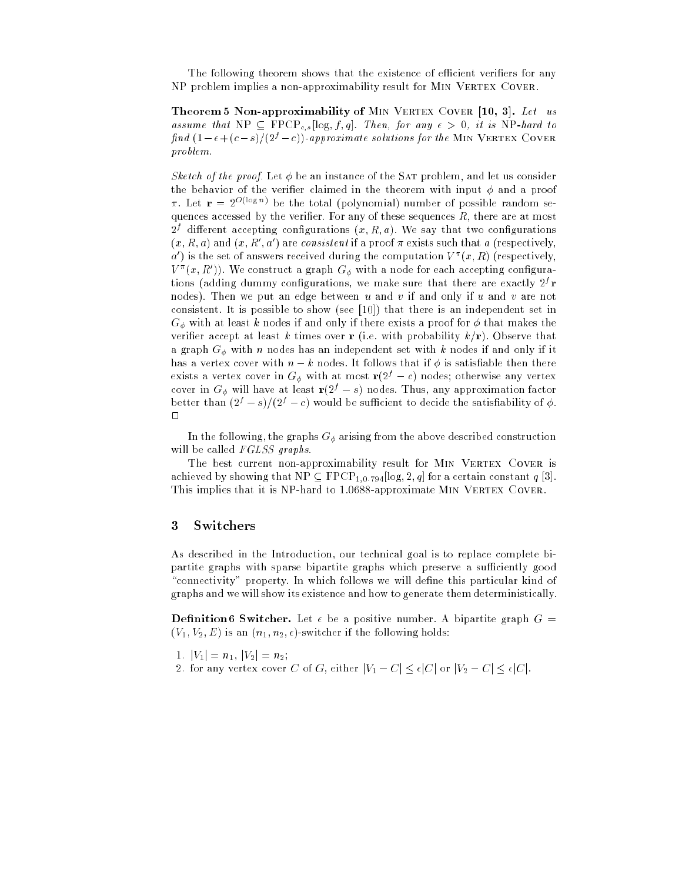The following theorem shows that the existence of efficient verifiers for any NP problem implies a non-approximability result for Min Vertex Cover.

**Theorem 5 Non-approximability of Min Vertex Cover [10, 3].** *Let us assume that* $\mathrm{NP} \subseteq \mathrm{FPCP}_{c,s}[\log, f, q]$*. Then, for any* $\epsilon > 0$*, it is* NP*-hard to find* $(1-\epsilon+(c-s)/(2^f-c))$*-approximate solutions for the* Min Vertex Cover *problem.*

*Sketch of the proof.* Let $\phi$ be an instance of the Sat problem, and let us consider the behavior of the verifier claimed in the theorem with input $\phi$ and a proof $\pi$. Let $\mathbf{r} = 2^{O(\log n)}$ be the total (polynomial) number of possible random sequences accessed by the verifier. For any of these sequences $R$, there are at most $2^f$ different accepting configurations $(x, R, a)$. We say that two configurations $(x, R, a)$ and $(x, R', a')$ are *consistent* if a proof $\pi$ exists such that $a$ (respectively, $a'$) is the set of answers received during the computation $V^\pi(x, R)$ (respectively, $V^\pi(x, R')$). We construct a graph $G_\phi$ with a node for each accepting configurations (adding dummy configurations, we make sure that there are exactly $2^f\mathbf{r}$ nodes). Then we put an edge between $u$ and $v$ if and only if $u$ and $v$ are not consistent. It is possible to show (see [10]) that there is an independent set in $G_\phi$ with at least $k$ nodes if and only if there exists a proof for $\phi$ that makes the verifier accept at least $k$ times over $\mathbf{r}$ (i.e. with probability $k/\mathbf{r}$). Observe that a graph $G_\phi$ with $n$ nodes has an independent set with $k$ nodes if and only if it has a vertex cover with $n-k$ nodes. It follows that if $\phi$ is satisfiable then there exists a vertex cover in $G_\phi$ with at most $\mathbf{r}(2^f - c)$ nodes; otherwise any vertex cover in $G_\phi$ will have at least $\mathbf{r}(2^f - s)$ nodes. Thus, any approximation factor better than $(2^f - s)/(2^f - c)$ would be sufficient to decide the satisfiability of $\phi$. □

In the following, the graphs $G_\phi$ arising from the above described construction will be called *FGLSS graphs.*

The best current non-approximability result for Min Vertex Cover is achieved by showing that $\mathrm{NP} \subseteq \mathrm{FPCP}_{1,0.794}[\log, 2, q]$ for a certain constant $q$ [3]. This implies that it is NP-hard to 1.0688-approximate Min Vertex Cover.

## 3 Switchers

As described in the Introduction, our technical goal is to replace complete bipartite graphs with sparse bipartite graphs which preserve a sufficiently good "connectivity" property. In which follows we will define this particular kind of graphs and we will show its existence and how to generate them deterministically.

**Definition 6 Switcher.** Let $\epsilon$ be a positive number. A bipartite graph $G = (V_1, V_2, E)$ is an $(n_1, n_2, \epsilon)$-switcher if the following holds:

1. $|V_1| = n_1$, $|V_2| = n_2$;
2. for any vertex cover $C$ of $G$, either $|V_1 - C| \leq \epsilon|C|$ or $|V_2 - C| \leq \epsilon|C|$.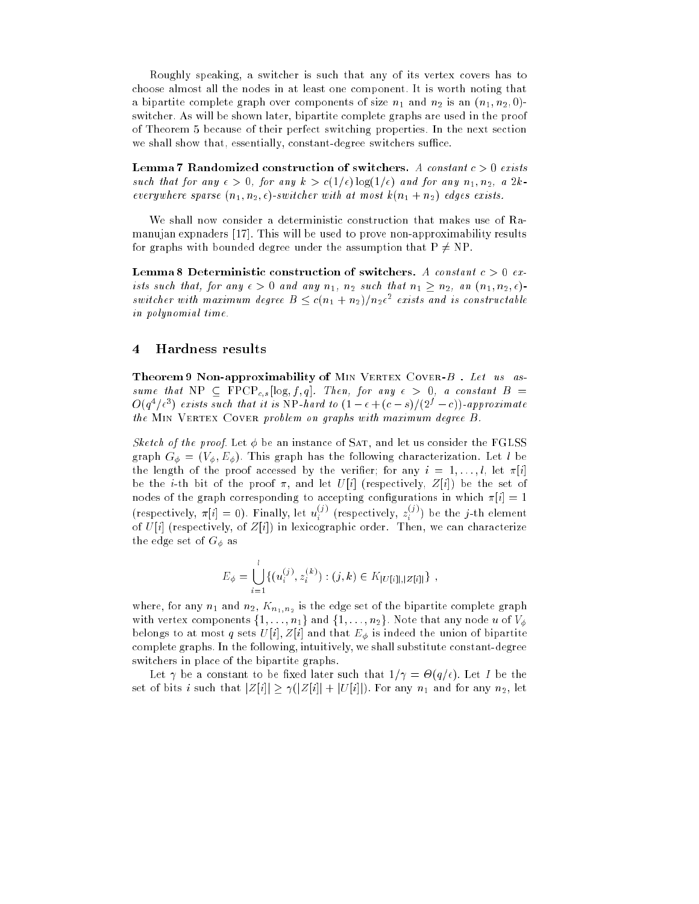Roughly speaking, a switcher is such that any of its vertex covers has to choose almost all the nodes in at least one component. It is worth noting that a bipartite complete graph over components of size $n_1$ and $n_2$ is an $(n_1, n_2, 0)$-switcher. As will be shown later, bipartite complete graphs are used in the proof of Theorem 5 because of their perfect switching properties. In the next section we shall show that, essentially, constant-degree switchers suffice.

**Lemma 7 Randomized construction of switchers.** *A constant $c > 0$ exists such that for any $\epsilon > 0$, for any $k > c(1/\epsilon)\log(1/\epsilon)$ and for any $n_1, n_2$, a $2k$-everywhere sparse $(n_1, n_2, \epsilon)$-switcher with at most $k(n_1 + n_2)$ edges exists.*

We shall now consider a deterministic construction that makes use of Ramanujan expnaders [17]. This will be used to prove non-approximability results for graphs with bounded degree under the assumption that P $\neq$ NP.

**Lemma 8 Deterministic construction of switchers.** *A constant $c > 0$ exists such that, for any $\epsilon > 0$ and any $n_1$, $n_2$ such that $n_1 \geq n_2$, an $(n_1, n_2, \epsilon)$-switcher with maximum degree $B \leq c(n_1 + n_2)/n_2\epsilon^2$ exists and is constructable in polynomial time.*

## 4 Hardness results

**Theorem 9 Non-approximability of Min Vertex Cover-$B$ .** *Let us assume that NP $\subseteq$ FPCP$_{c,s}$[log, $f$, $q$]. Then, for any $\epsilon > 0$, a constant $B = O(q^4/\epsilon^3)$ exists such that it is NP-hard to $(1 - \epsilon + (c - s)/(2^f - c))$-approximate the Min Vertex Cover problem on graphs with maximum degree $B$.*

*Sketch of the proof.* Let $\phi$ be an instance of Sat, and let us consider the FGLSS graph $G_\phi = (V_\phi, E_\phi)$. This graph has the following characterization. Let $l$ be the length of the proof accessed by the verifier; for any $i = 1, \ldots, l$, let $\pi[i]$ be the $i$-th bit of the proof $\pi$, and let $U[i]$ (respectively, $Z[i]$) be the set of nodes of the graph corresponding to accepting configurations in which $\pi[i] = 1$ (respectively, $\pi[i] = 0$). Finally, let $u_i^{(j)}$ (respectively, $z_i^{(j)}$) be the $j$-th element of $U[i]$ (respectively, of $Z[i]$) in lexicographic order. Then, we can characterize the edge set of $G_\phi$ as

$$E_\phi = \bigcup_{i=1}^{l} \{(u_i^{(j)}, z_i^{(k)}) : (j, k) \in K_{|U[i]|,|Z[i]|}\} ,$$

where, for any $n_1$ and $n_2$, $K_{n_1,n_2}$ is the edge set of the bipartite complete graph with vertex components $\{1, \ldots, n_1\}$ and $\{1, \ldots, n_2\}$. Note that any node $u$ of $V_\phi$ belongs to at most $q$ sets $U[i], Z[i]$ and that $E_\phi$ is indeed the union of bipartite complete graphs. In the following, intuitively, we shall substitute constant-degree switchers in place of the bipartite graphs.

Let $\gamma$ be a constant to be fixed later such that $1/\gamma = \Theta(q/\epsilon)$. Let $I$ be the set of bits $i$ such that $|Z[i]| \geq \gamma(|Z[i]| + |U[i]|)$. For any $n_1$ and for any $n_2$, let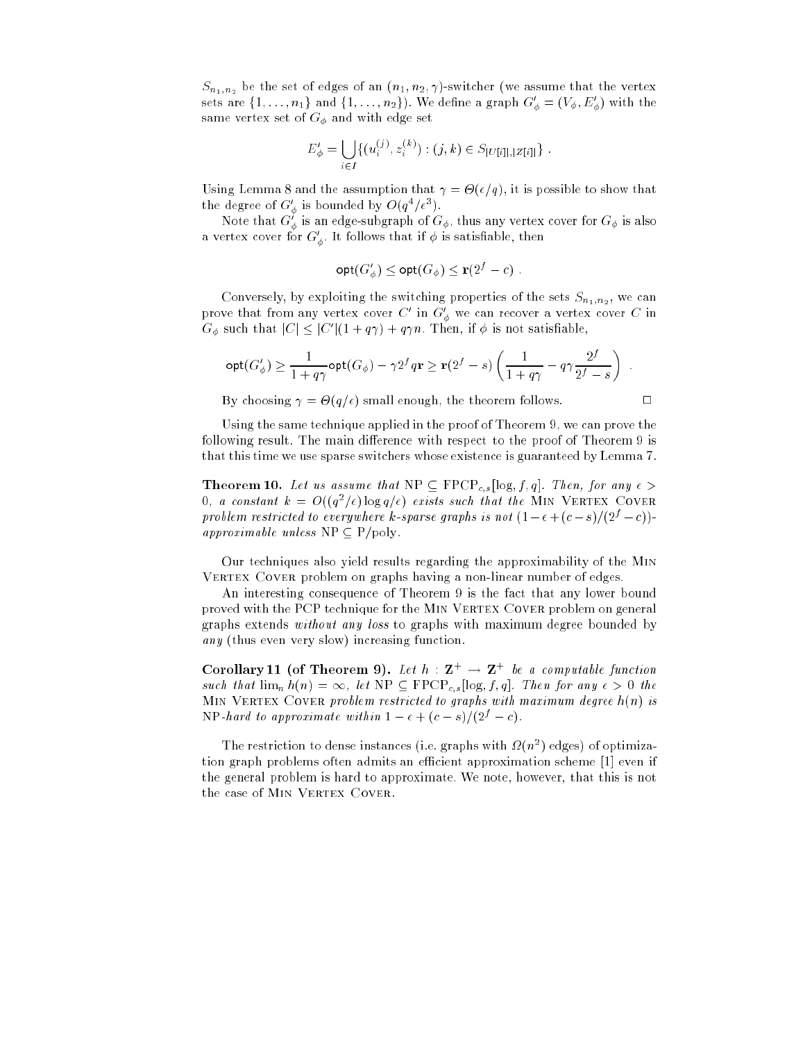$S_{n_1,n_2}$ be the set of edges of an $(n_1, n_2, \gamma)$-switcher (we assume that the vertex sets are $\{1, \ldots, n_1\}$ and $\{1, \ldots, n_2\}$). We define a graph $G'_\phi = (V_\phi, E'_\phi)$ with the same vertex set of $G_\phi$ and with edge set

$$E'_\phi = \bigcup_{i \in I} \{(u_i^{(j)}, z_i^{(k)}) : (j, k) \in S_{|U[i]|,|Z[i]|}\} .$$

Using Lemma 8 and the assumption that $\gamma = \Theta(\epsilon/q)$, it is possible to show that the degree of $G'_\phi$ is bounded by $O(q^4/\epsilon^3)$.

Note that $G'_\phi$ is an edge-subgraph of $G_\phi$, thus any vertex cover for $G_\phi$ is also a vertex cover for $G'_\phi$. It follows that if $\phi$ is satisfiable, then

$$\mathsf{opt}(G'_\phi) \le \mathsf{opt}(G_\phi) \le \mathbf{r}(2^f - c) .$$

Conversely, by exploiting the switching properties of the sets $S_{n_1,n_2}$, we can prove that from any vertex cover $C'$ in $G'_\phi$ we can recover a vertex cover $C$ in $G_\phi$ such that $|C| \le |C'|(1 + q\gamma) + q\gamma n$. Then, if $\phi$ is not satisfiable,

$$\mathsf{opt}(G'_\phi) \ge \frac{1}{1 + q\gamma}\mathsf{opt}(G_\phi) - \gamma 2^f q\mathbf{r} \ge \mathbf{r}(2^f - s)\left(\frac{1}{1 + q\gamma} - q\gamma\frac{2^f}{2^f - s}\right) .$$

By choosing $\gamma = \Theta(q/\epsilon)$ small enough, the theorem follows. $\Box$

Using the same technique applied in the proof of Theorem 9, we can prove the following result. The main difference with respect to the proof of Theorem 9 is that this time we use sparse switchers whose existence is guaranteed by Lemma 7.

**Theorem 10.** *Let us assume that* NP $\subseteq$ FPCP$_{c,s}$[log, $f$, $q$]. *Then, for any* $\epsilon > 0$, *a constant* $k = O((q^2/\epsilon)\log q/\epsilon)$ *exists such that the* Min Vertex Cover *problem restricted to everywhere* $k$*-sparse graphs is not* $(1 - \epsilon + (c - s)/(2^f - c))$*-approximable unless* NP $\subseteq$ P/poly.

Our techniques also yield results regarding the approximability of the Min Vertex Cover problem on graphs having a non-linear number of edges.

An interesting consequence of Theorem 9 is the fact that any lower bound proved with the PCP technique for the Min Vertex Cover problem on general graphs extends *without any loss* to graphs with maximum degree bounded by *any* (thus even very slow) increasing function.

**Corollary 11 (of Theorem 9).** *Let* $h : \mathbf{Z}^+ \to \mathbf{Z}^+$ *be a computable function such that* $\lim_n h(n) = \infty$, *let* NP $\subseteq$ FPCP$_{c,s}$[log, $f$, $q$]. *Then for any* $\epsilon > 0$ *the* Min Vertex Cover *problem restricted to graphs with maximum degree* $h(n)$ *is* NP*-hard to approximate within* $1 - \epsilon + (c - s)/(2^f - c)$.

The restriction to dense instances (i.e. graphs with $\Omega(n^2)$ edges) of optimization graph problems often admits an efficient approximation scheme [1] even if the general problem is hard to approximate. We note, however, that this is not the case of Min Vertex Cover.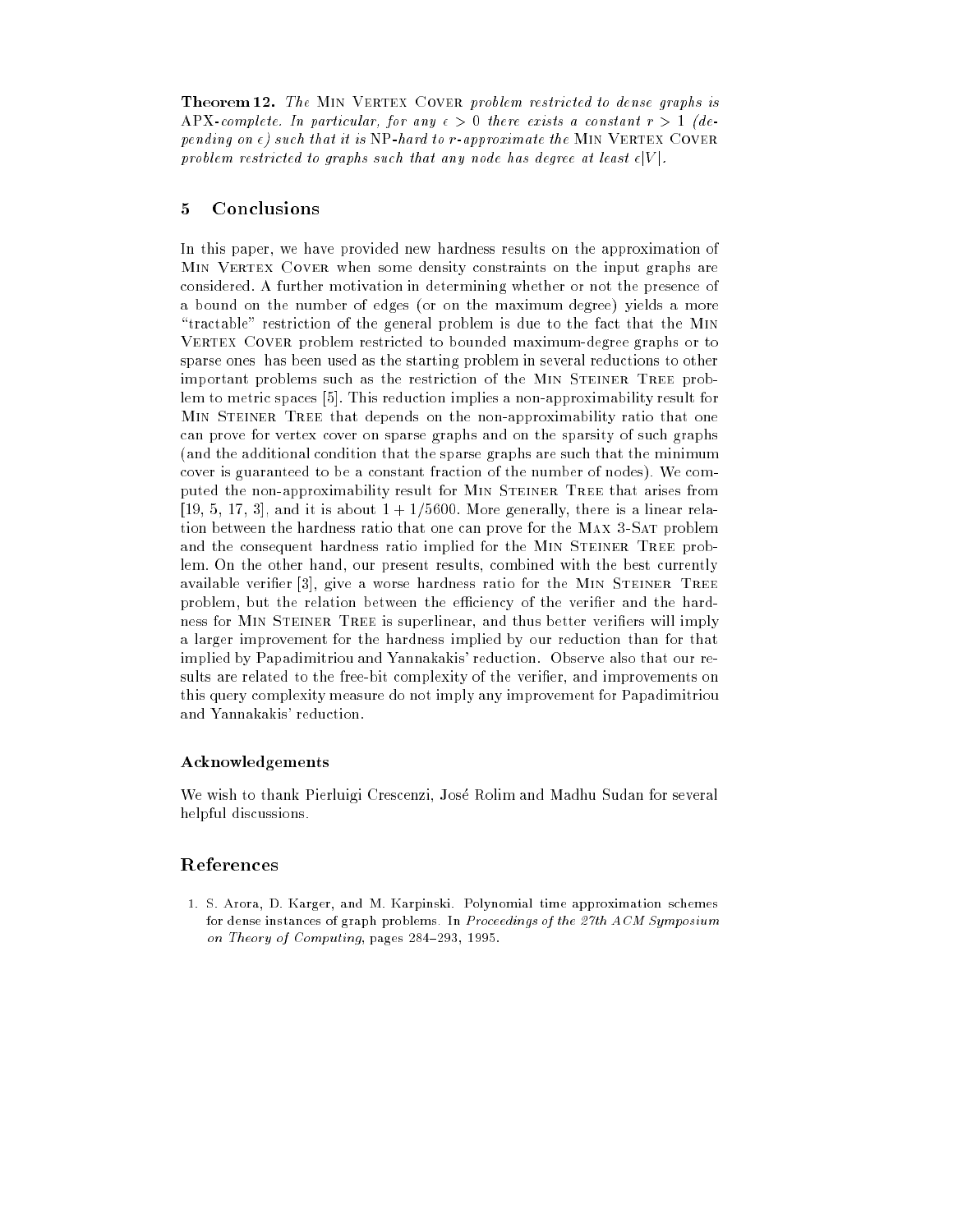**Theorem 12.** *The* Min Vertex Cover *problem restricted to dense graphs is* APX*-complete. In particular, for any $\epsilon > 0$ there exists a constant $r > 1$ (depending on $\epsilon$) such that it is* NP*-hard to $r$-approximate the* Min Vertex Cover *problem restricted to graphs such that any node has degree at least $\epsilon|V|$.*

## 5 Conclusions

In this paper, we have provided new hardness results on the approximation of Min Vertex Cover when some density constraints on the input graphs are considered. A further motivation in determining whether or not the presence of a bound on the number of edges (or on the maximum degree) yields a more "tractable" restriction of the general problem is due to the fact that the Min Vertex Cover problem restricted to bounded maximum-degree graphs or to sparse ones has been used as the starting problem in several reductions to other important problems such as the restriction of the Min Steiner Tree problem to metric spaces [5]. This reduction implies a non-approximability result for Min Steiner Tree that depends on the non-approximability ratio that one can prove for vertex cover on sparse graphs and on the sparsity of such graphs (and the additional condition that the sparse graphs are such that the minimum cover is guaranteed to be a constant fraction of the number of nodes). We computed the non-approximability result for Min Steiner Tree that arises from [19, 5, 17, 3], and it is about $1 + 1/5600$. More generally, there is a linear relation between the hardness ratio that one can prove for the Max 3-Sat problem and the consequent hardness ratio implied for the Min Steiner Tree problem. On the other hand, our present results, combined with the best currently available verifier [3], give a worse hardness ratio for the Min Steiner Tree problem, but the relation between the efficiency of the verifier and the hardness for Min Steiner Tree is superlinear, and thus better verifiers will imply a larger improvement for the hardness implied by our reduction than for that implied by Papadimitriou and Yannakakis' reduction. Observe also that our results are related to the free-bit complexity of the verifier, and improvements on this query complexity measure do not imply any improvement for Papadimitriou and Yannakakis' reduction.

### Acknowledgements

We wish to thank Pierluigi Crescenzi, José Rolim and Madhu Sudan for several helpful discussions.

## References

1. S. Arora, D. Karger, and M. Karpinski. Polynomial time approximation schemes for dense instances of graph problems. In *Proceedings of the 27th ACM Symposium on Theory of Computing*, pages 284–293, 1995.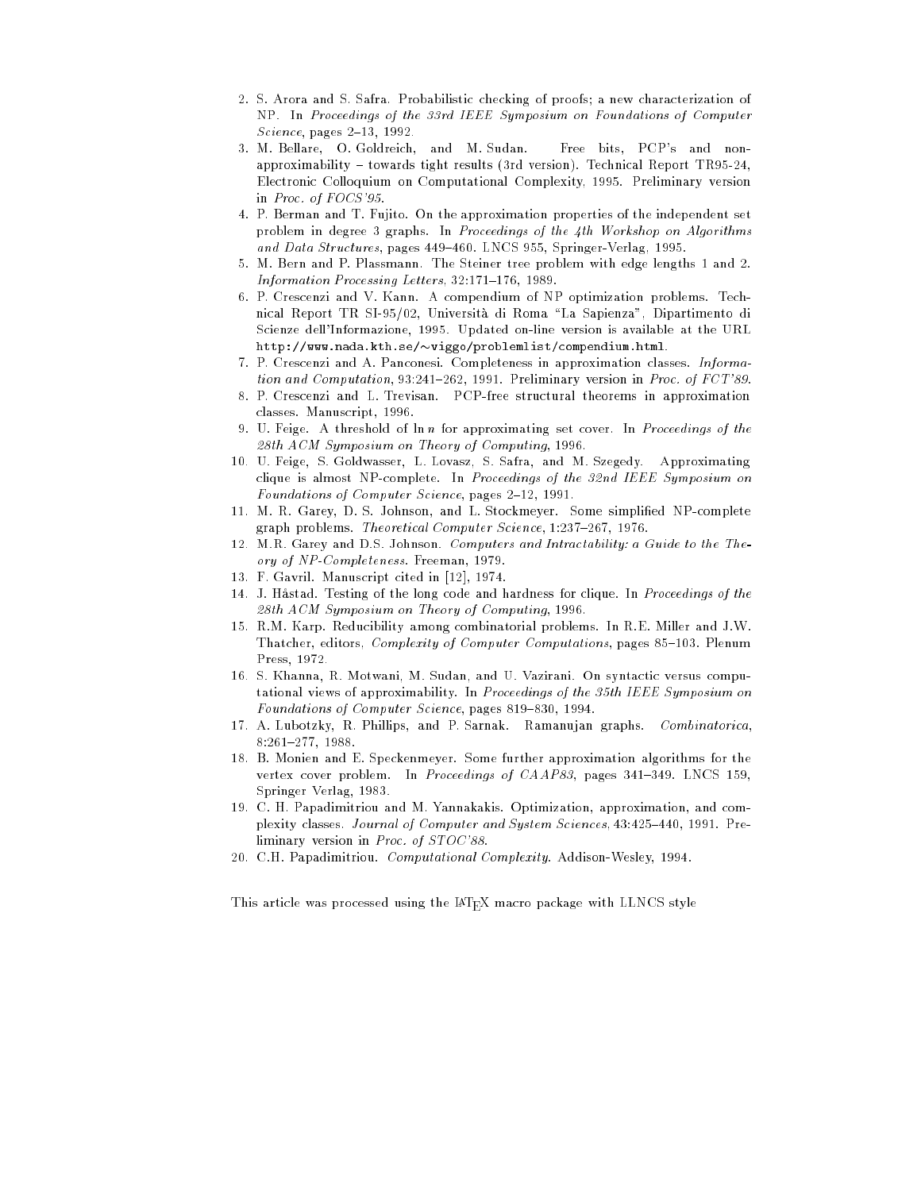2. S. Arora and S. Safra. Probabilistic checking of proofs; a new characterization of NP. In *Proceedings of the 33rd IEEE Symposium on Foundations of Computer Science*, pages 2–13, 1992.
3. M. Bellare, O. Goldreich, and M. Sudan. Free bits, PCP's and non-approximability – towards tight results (3rd version). Technical Report TR95-24, Electronic Colloquium on Computational Complexity, 1995. Preliminary version in *Proc. of FOCS'95*.
4. P. Berman and T. Fujito. On the approximation properties of the independent set problem in degree 3 graphs. In *Proceedings of the 4th Workshop on Algorithms and Data Structures*, pages 449–460. LNCS 955, Springer-Verlag, 1995.
5. M. Bern and P. Plassmann. The Steiner tree problem with edge lengths 1 and 2. *Information Processing Letters*, 32:171–176, 1989.
6. P. Crescenzi and V. Kann. A compendium of NP optimization problems. Technical Report TR SI-95/02, Università di Roma "La Sapienza", Dipartimento di Scienze dell'Informazione, 1995. Updated on-line version is available at the URL `http://www.nada.kth.se/~viggo/problemlist/compendium.html`.
7. P. Crescenzi and A. Panconesi. Completeness in approximation classes. *Information and Computation*, 93:241–262, 1991. Preliminary version in *Proc. of FCT'89*.
8. P. Crescenzi and L. Trevisan. PCP-free structural theorems in approximation classes. Manuscript, 1996.
9. U. Feige. A threshold of $\ln n$ for approximating set cover. In *Proceedings of the 28th ACM Symposium on Theory of Computing*, 1996.
10. U. Feige, S. Goldwasser, L. Lovasz, S. Safra, and M. Szegedy. Approximating clique is almost NP-complete. In *Proceedings of the 32nd IEEE Symposium on Foundations of Computer Science*, pages 2–12, 1991.
11. M. R. Garey, D. S. Johnson, and L. Stockmeyer. Some simplified NP-complete graph problems. *Theoretical Computer Science*, 1:237–267, 1976.
12. M.R. Garey and D.S. Johnson. *Computers and Intractability: a Guide to the Theory of NP-Completeness*. Freeman, 1979.
13. F. Gavril. Manuscript cited in [12], 1974.
14. J. Håstad. Testing of the long code and hardness for clique. In *Proceedings of the 28th ACM Symposium on Theory of Computing*, 1996.
15. R.M. Karp. Reducibility among combinatorial problems. In R.E. Miller and J.W. Thatcher, editors, *Complexity of Computer Computations*, pages 85–103. Plenum Press, 1972.
16. S. Khanna, R. Motwani, M. Sudan, and U. Vazirani. On syntactic versus computational views of approximability. In *Proceedings of the 35th IEEE Symposium on Foundations of Computer Science*, pages 819–830, 1994.
17. A. Lubotzky, R. Phillips, and P. Sarnak. Ramanujan graphs. *Combinatorica*, 8:261–277, 1988.
18. B. Monien and E. Speckenmeyer. Some further approximation algorithms for the vertex cover problem. In *Proceedings of CAAP83*, pages 341–349. LNCS 159, Springer Verlag, 1983.
19. C. H. Papadimitriou and M. Yannakakis. Optimization, approximation, and complexity classes. *Journal of Computer and System Sciences*, 43:425–440, 1991. Preliminary version in *Proc. of STOC'88*.
20. C.H. Papadimitriou. *Computational Complexity*. Addison-Wesley, 1994.

This article was processed using the LaTeX macro package with LLNCS style